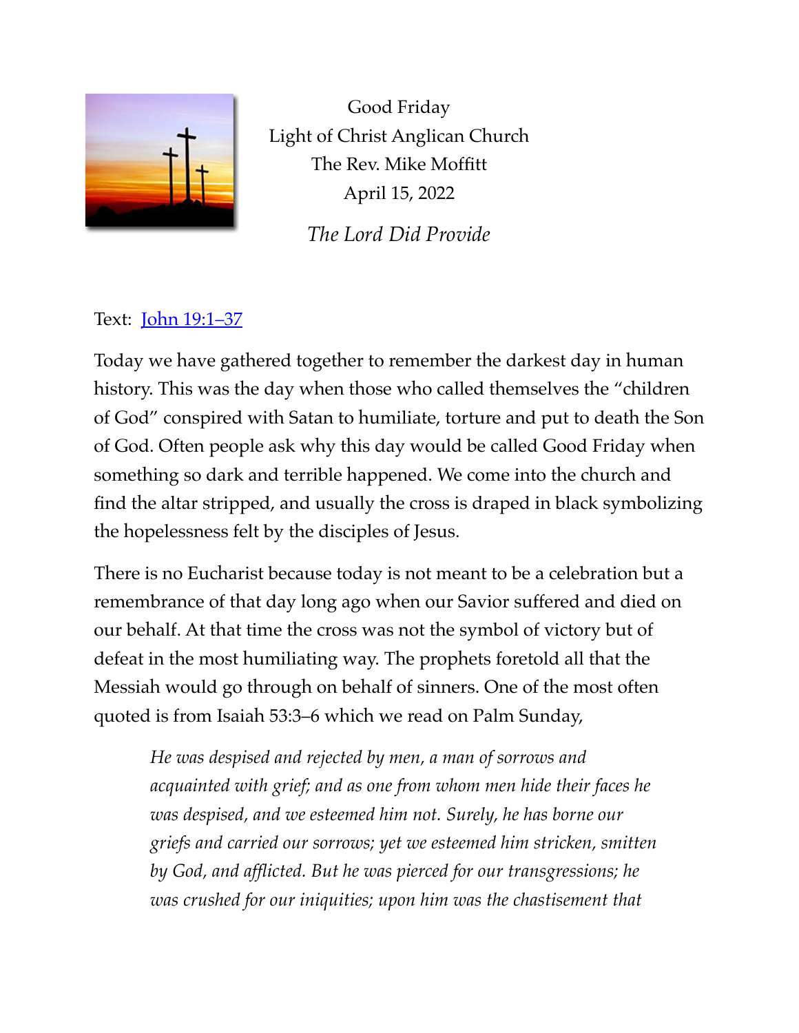Good Friday
Light of Christ Anglican Church
The Rev. Mike Moffitt
April 15, 2022

*The Lord Did Provide*

Text: [John 19:1–37]

Today we have gathered together to remember the darkest day in human history. This was the day when those who called themselves the "children of God" conspired with Satan to humiliate, torture and put to death the Son of God. Often people ask why this day would be called Good Friday when something so dark and terrible happened. We come into the church and find the altar stripped, and usually the cross is draped in black symbolizing the hopelessness felt by the disciples of Jesus.

There is no Eucharist because today is not meant to be a celebration but a remembrance of that day long ago when our Savior suffered and died on our behalf. At that time the cross was not the symbol of victory but of defeat in the most humiliating way. The prophets foretold all that the Messiah would go through on behalf of sinners. One of the most often quoted is from Isaiah 53:3–6 which we read on Palm Sunday,

> *He was despised and rejected by men, a man of sorrows and acquainted with grief; and as one from whom men hide their faces he was despised, and we esteemed him not. Surely, he has borne our griefs and carried our sorrows; yet we esteemed him stricken, smitten by God, and afflicted. But he was pierced for our transgressions; he was crushed for our iniquities; upon him was the chastisement that*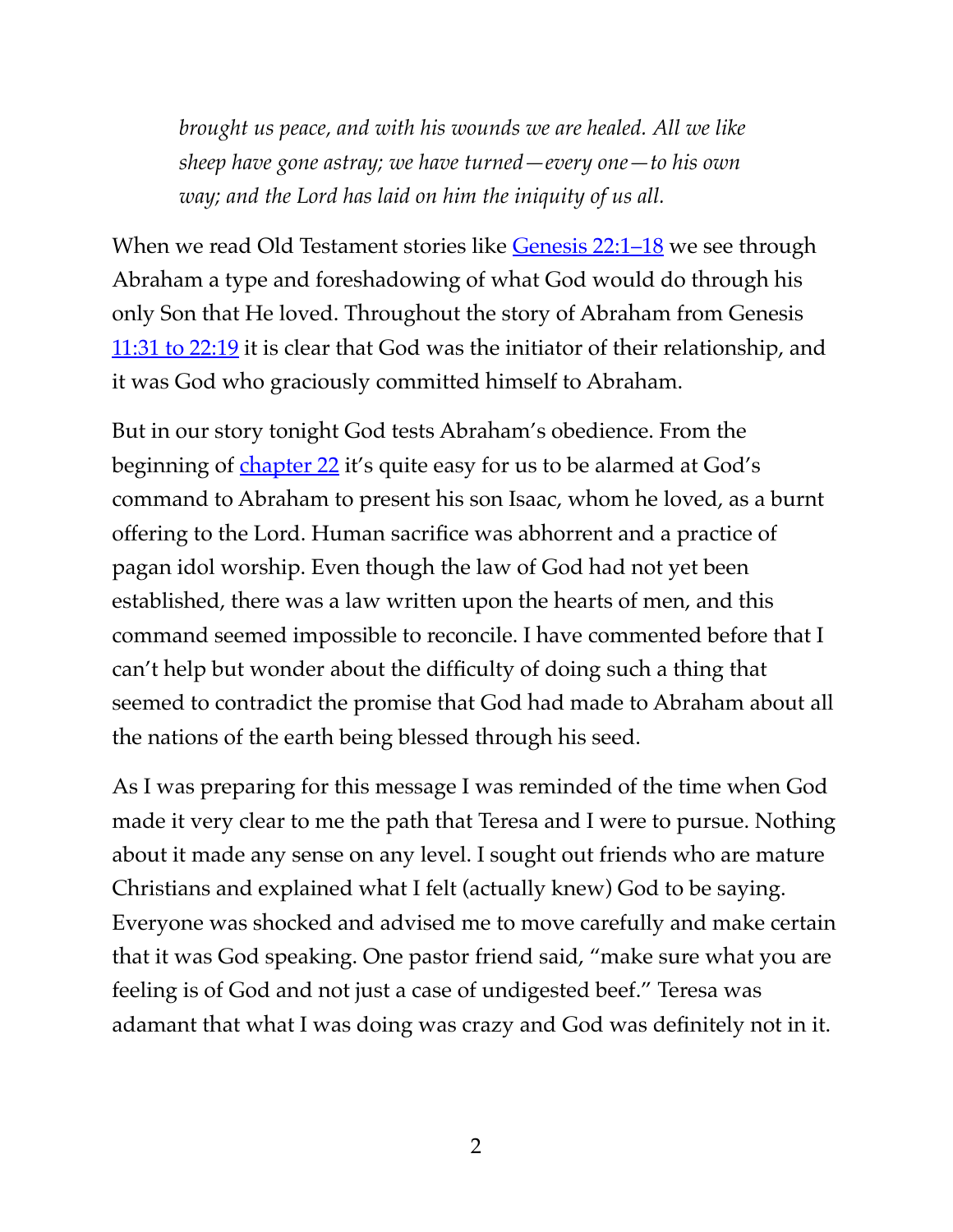> *brought us peace, and with his wounds we are healed. All we like sheep have gone astray; we have turned—every one—to his own way; and the Lord has laid on him the iniquity of us all.*

When we read Old Testament stories like Genesis 22:1–18 we see through Abraham a type and foreshadowing of what God would do through his only Son that He loved. Throughout the story of Abraham from Genesis 11:31 to 22:19 it is clear that God was the initiator of their relationship, and it was God who graciously committed himself to Abraham.

But in our story tonight God tests Abraham's obedience. From the beginning of chapter 22 it's quite easy for us to be alarmed at God's command to Abraham to present his son Isaac, whom he loved, as a burnt offering to the Lord. Human sacrifice was abhorrent and a practice of pagan idol worship. Even though the law of God had not yet been established, there was a law written upon the hearts of men, and this command seemed impossible to reconcile. I have commented before that I can't help but wonder about the difficulty of doing such a thing that seemed to contradict the promise that God had made to Abraham about all the nations of the earth being blessed through his seed.

As I was preparing for this message I was reminded of the time when God made it very clear to me the path that Teresa and I were to pursue. Nothing about it made any sense on any level. I sought out friends who are mature Christians and explained what I felt (actually knew) God to be saying. Everyone was shocked and advised me to move carefully and make certain that it was God speaking. One pastor friend said, "make sure what you are feeling is of God and not just a case of undigested beef." Teresa was adamant that what I was doing was crazy and God was definitely not in it.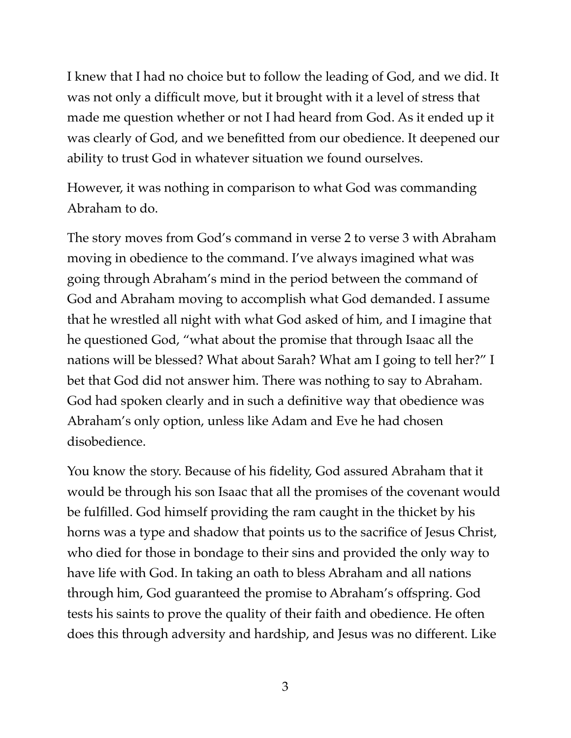I knew that I had no choice but to follow the leading of God, and we did. It was not only a difficult move, but it brought with it a level of stress that made me question whether or not I had heard from God. As it ended up it was clearly of God, and we benefitted from our obedience. It deepened our ability to trust God in whatever situation we found ourselves.

However, it was nothing in comparison to what God was commanding Abraham to do.

The story moves from God's command in verse 2 to verse 3 with Abraham moving in obedience to the command. I've always imagined what was going through Abraham's mind in the period between the command of God and Abraham moving to accomplish what God demanded. I assume that he wrestled all night with what God asked of him, and I imagine that he questioned God, "what about the promise that through Isaac all the nations will be blessed? What about Sarah? What am I going to tell her?" I bet that God did not answer him. There was nothing to say to Abraham. God had spoken clearly and in such a definitive way that obedience was Abraham's only option, unless like Adam and Eve he had chosen disobedience.

You know the story. Because of his fidelity, God assured Abraham that it would be through his son Isaac that all the promises of the covenant would be fulfilled. God himself providing the ram caught in the thicket by his horns was a type and shadow that points us to the sacrifice of Jesus Christ, who died for those in bondage to their sins and provided the only way to have life with God. In taking an oath to bless Abraham and all nations through him, God guaranteed the promise to Abraham's offspring. God tests his saints to prove the quality of their faith and obedience. He often does this through adversity and hardship, and Jesus was no different. Like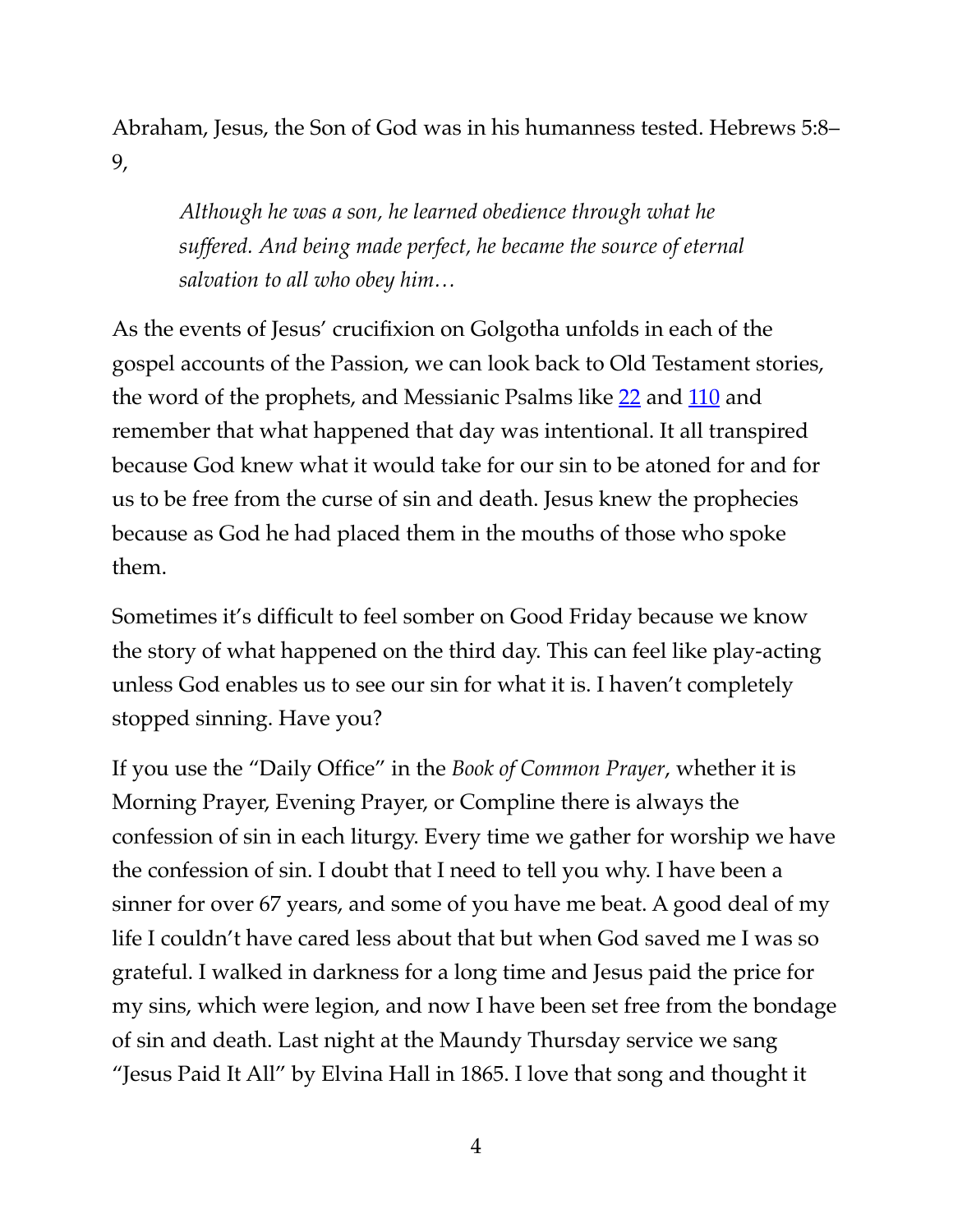Abraham, Jesus, the Son of God was in his humanness tested. Hebrews 5:8–9,

> *Although he was a son, he learned obedience through what he suffered. And being made perfect, he became the source of eternal salvation to all who obey him…*

As the events of Jesus' crucifixion on Golgotha unfolds in each of the gospel accounts of the Passion, we can look back to Old Testament stories, the word of the prophets, and Messianic Psalms like 22 and 110 and remember that what happened that day was intentional. It all transpired because God knew what it would take for our sin to be atoned for and for us to be free from the curse of sin and death. Jesus knew the prophecies because as God he had placed them in the mouths of those who spoke them.

Sometimes it's difficult to feel somber on Good Friday because we know the story of what happened on the third day. This can feel like play-acting unless God enables us to see our sin for what it is. I haven't completely stopped sinning. Have you?

If you use the "Daily Office" in the *Book of Common Prayer*, whether it is Morning Prayer, Evening Prayer, or Compline there is always the confession of sin in each liturgy. Every time we gather for worship we have the confession of sin. I doubt that I need to tell you why. I have been a sinner for over 67 years, and some of you have me beat. A good deal of my life I couldn't have cared less about that but when God saved me I was so grateful. I walked in darkness for a long time and Jesus paid the price for my sins, which were legion, and now I have been set free from the bondage of sin and death. Last night at the Maundy Thursday service we sang "Jesus Paid It All" by Elvina Hall in 1865. I love that song and thought it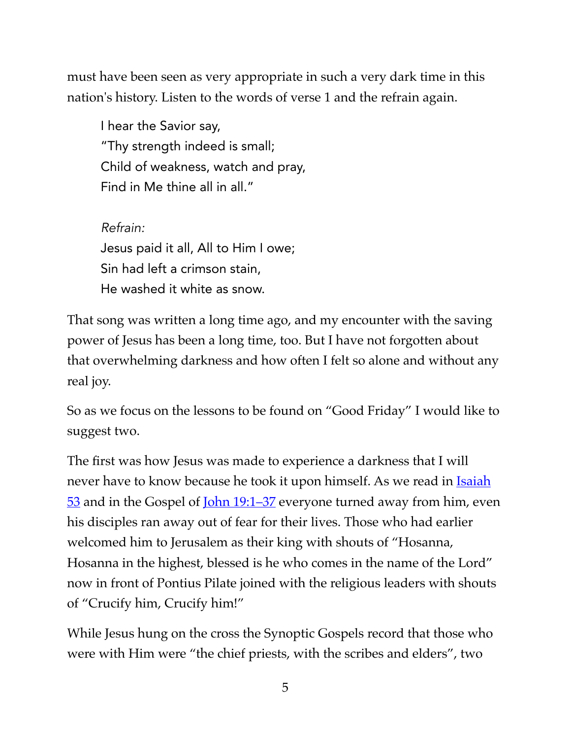must have been seen as very appropriate in such a very dark time in this nation's history. Listen to the words of verse 1 and the refrain again.

> I hear the Savior say,
> "Thy strength indeed is small;
> Child of weakness, watch and pray,
> Find in Me thine all in all."
>
> *Refrain:*
> Jesus paid it all, All to Him I owe;
> Sin had left a crimson stain,
> He washed it white as snow.

That song was written a long time ago, and my encounter with the saving power of Jesus has been a long time, too. But I have not forgotten about that overwhelming darkness and how often I felt so alone and without any real joy.

So as we focus on the lessons to be found on "Good Friday" I would like to suggest two.

The first was how Jesus was made to experience a darkness that I will never have to know because he took it upon himself. As we read in Isaiah 53 and in the Gospel of John 19:1–37 everyone turned away from him, even his disciples ran away out of fear for their lives. Those who had earlier welcomed him to Jerusalem as their king with shouts of "Hosanna, Hosanna in the highest, blessed is he who comes in the name of the Lord" now in front of Pontius Pilate joined with the religious leaders with shouts of "Crucify him, Crucify him!"

While Jesus hung on the cross the Synoptic Gospels record that those who were with Him were "the chief priests, with the scribes and elders", two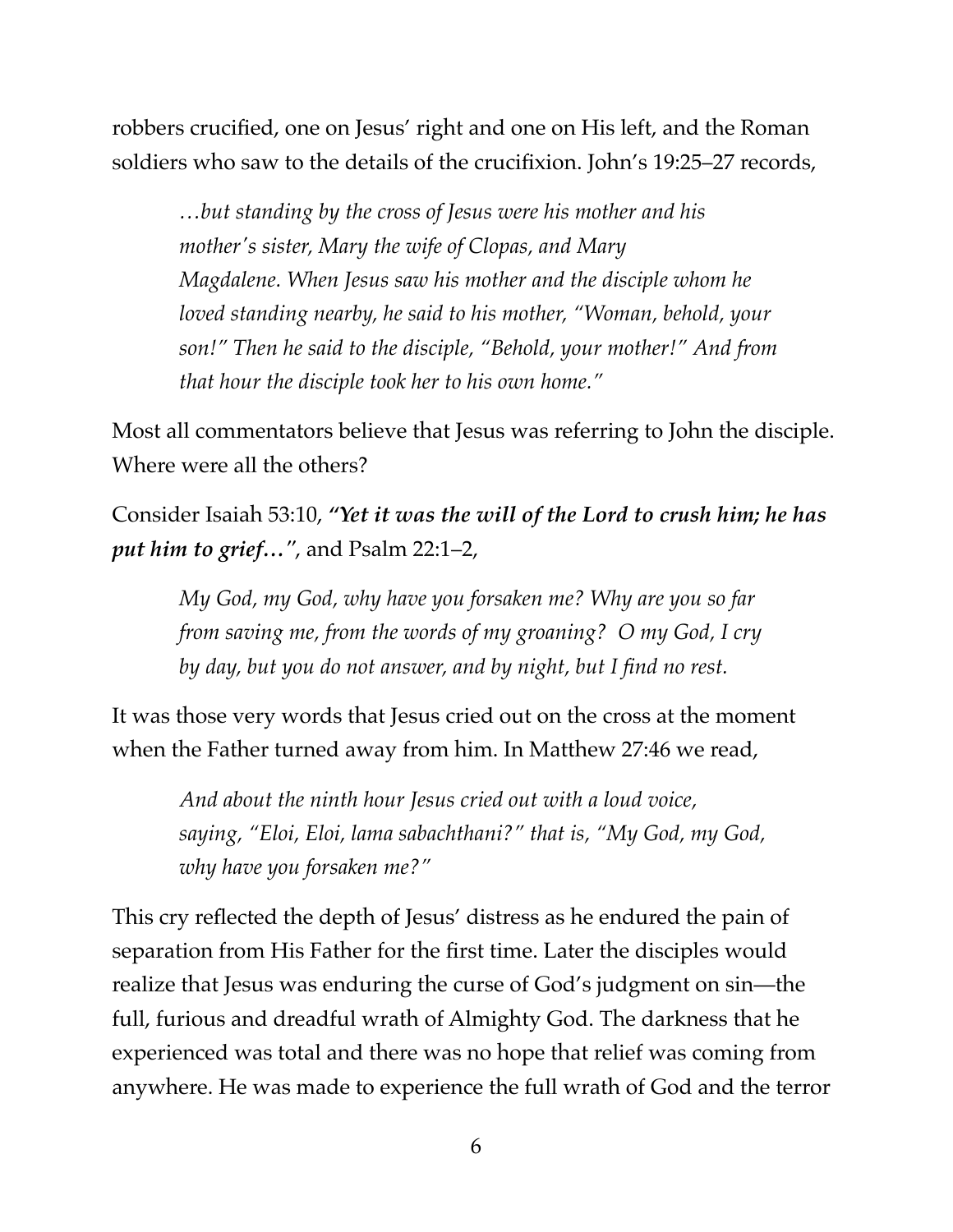robbers crucified, one on Jesus' right and one on His left, and the Roman soldiers who saw to the details of the crucifixion. John's 19:25–27 records,

> *…but standing by the cross of Jesus were his mother and his mother's sister, Mary the wife of Clopas, and Mary Magdalene. When Jesus saw his mother and the disciple whom he loved standing nearby, he said to his mother, "Woman, behold, your son!" Then he said to the disciple, "Behold, your mother!" And from that hour the disciple took her to his own home."*

Most all commentators believe that Jesus was referring to John the disciple. Where were all the others?

Consider Isaiah 53:10, ***"Yet it was the will of the Lord to crush him; he has put him to grief…"***, and Psalm 22:1–2,

> *My God, my God, why have you forsaken me? Why are you so far from saving me, from the words of my groaning? O my God, I cry by day, but you do not answer, and by night, but I find no rest.*

It was those very words that Jesus cried out on the cross at the moment when the Father turned away from him. In Matthew 27:46 we read,

> *And about the ninth hour Jesus cried out with a loud voice, saying, "Eloi, Eloi, lama sabachthani?" that is, "My God, my God, why have you forsaken me?"*

This cry reflected the depth of Jesus' distress as he endured the pain of separation from His Father for the first time. Later the disciples would realize that Jesus was enduring the curse of God's judgment on sin—the full, furious and dreadful wrath of Almighty God. The darkness that he experienced was total and there was no hope that relief was coming from anywhere. He was made to experience the full wrath of God and the terror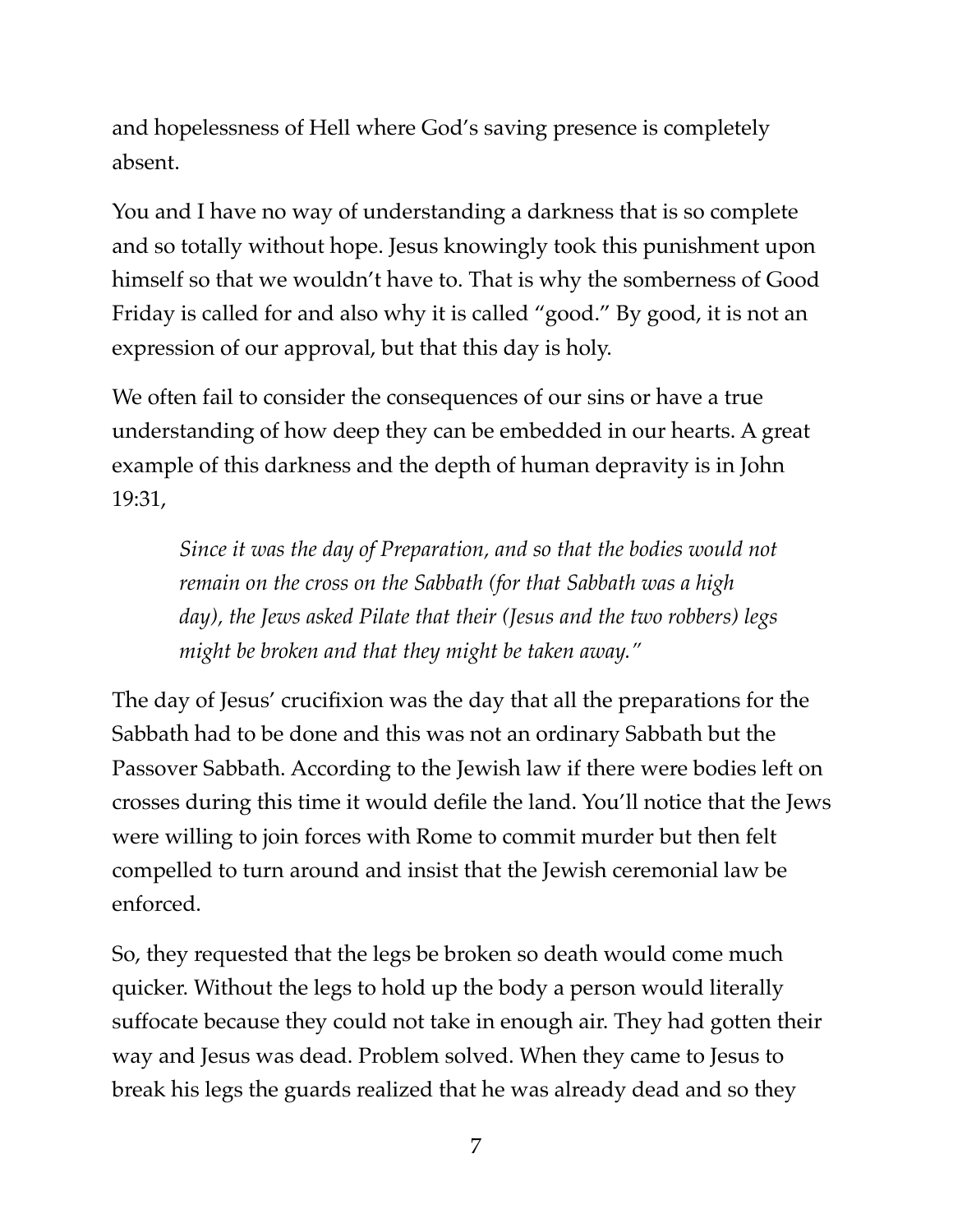and hopelessness of Hell where God's saving presence is completely absent.

You and I have no way of understanding a darkness that is so complete and so totally without hope. Jesus knowingly took this punishment upon himself so that we wouldn't have to. That is why the somberness of Good Friday is called for and also why it is called "good." By good, it is not an expression of our approval, but that this day is holy.

We often fail to consider the consequences of our sins or have a true understanding of how deep they can be embedded in our hearts. A great example of this darkness and the depth of human depravity is in John 19:31,

> *Since it was the day of Preparation, and so that the bodies would not remain on the cross on the Sabbath (for that Sabbath was a high day), the Jews asked Pilate that their (Jesus and the two robbers) legs might be broken and that they might be taken away."*

The day of Jesus' crucifixion was the day that all the preparations for the Sabbath had to be done and this was not an ordinary Sabbath but the Passover Sabbath. According to the Jewish law if there were bodies left on crosses during this time it would defile the land. You'll notice that the Jews were willing to join forces with Rome to commit murder but then felt compelled to turn around and insist that the Jewish ceremonial law be enforced.

So, they requested that the legs be broken so death would come much quicker. Without the legs to hold up the body a person would literally suffocate because they could not take in enough air. They had gotten their way and Jesus was dead. Problem solved. When they came to Jesus to break his legs the guards realized that he was already dead and so they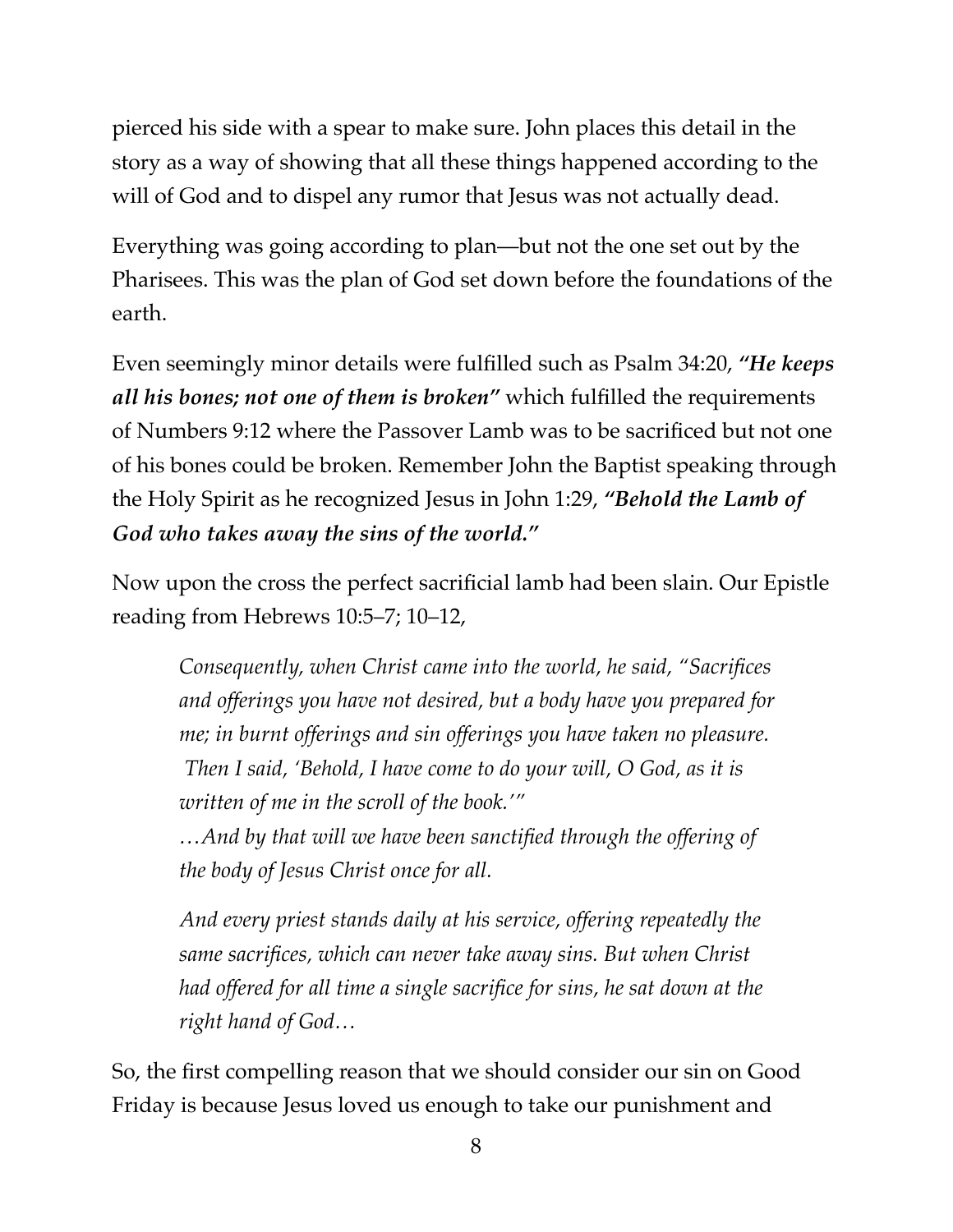pierced his side with a spear to make sure. John places this detail in the story as a way of showing that all these things happened according to the will of God and to dispel any rumor that Jesus was not actually dead.

Everything was going according to plan—but not the one set out by the Pharisees. This was the plan of God set down before the foundations of the earth.

Even seemingly minor details were fulfilled such as Psalm 34:20, ***"He keeps all his bones; not one of them is broken"*** which fulfilled the requirements of Numbers 9:12 where the Passover Lamb was to be sacrificed but not one of his bones could be broken. Remember John the Baptist speaking through the Holy Spirit as he recognized Jesus in John 1:29, ***"Behold the Lamb of God who takes away the sins of the world."***

Now upon the cross the perfect sacrificial lamb had been slain. Our Epistle reading from Hebrews 10:5–7; 10–12,

> *Consequently, when Christ came into the world, he said, "Sacrifices and offerings you have not desired, but a body have you prepared for me; in burnt offerings and sin offerings you have taken no pleasure. Then I said, 'Behold, I have come to do your will, O God, as it is written of me in the scroll of the book.'"*
> *…And by that will we have been sanctified through the offering of the body of Jesus Christ once for all.*
>
> *And every priest stands daily at his service, offering repeatedly the same sacrifices, which can never take away sins. But when Christ had offered for all time a single sacrifice for sins, he sat down at the right hand of God…*

So, the first compelling reason that we should consider our sin on Good Friday is because Jesus loved us enough to take our punishment and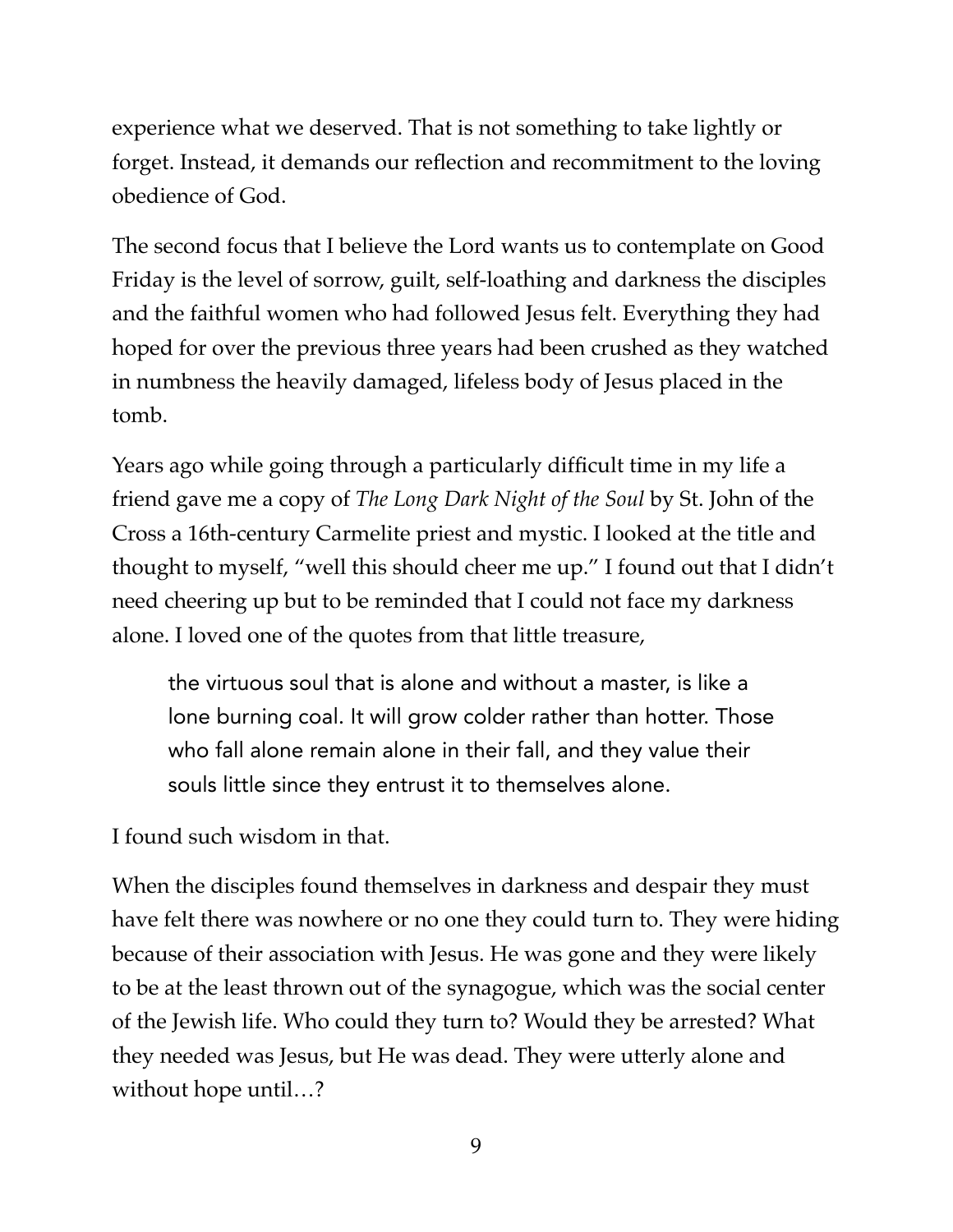experience what we deserved. That is not something to take lightly or forget. Instead, it demands our reflection and recommitment to the loving obedience of God.

The second focus that I believe the Lord wants us to contemplate on Good Friday is the level of sorrow, guilt, self-loathing and darkness the disciples and the faithful women who had followed Jesus felt. Everything they had hoped for over the previous three years had been crushed as they watched in numbness the heavily damaged, lifeless body of Jesus placed in the tomb.

Years ago while going through a particularly difficult time in my life a friend gave me a copy of *The Long Dark Night of the Soul* by St. John of the Cross a 16th-century Carmelite priest and mystic. I looked at the title and thought to myself, "well this should cheer me up." I found out that I didn't need cheering up but to be reminded that I could not face my darkness alone. I loved one of the quotes from that little treasure,

> the virtuous soul that is alone and without a master, is like a lone burning coal. It will grow colder rather than hotter. Those who fall alone remain alone in their fall, and they value their souls little since they entrust it to themselves alone.

I found such wisdom in that.

When the disciples found themselves in darkness and despair they must have felt there was nowhere or no one they could turn to. They were hiding because of their association with Jesus. He was gone and they were likely to be at the least thrown out of the synagogue, which was the social center of the Jewish life. Who could they turn to? Would they be arrested? What they needed was Jesus, but He was dead. They were utterly alone and without hope until…?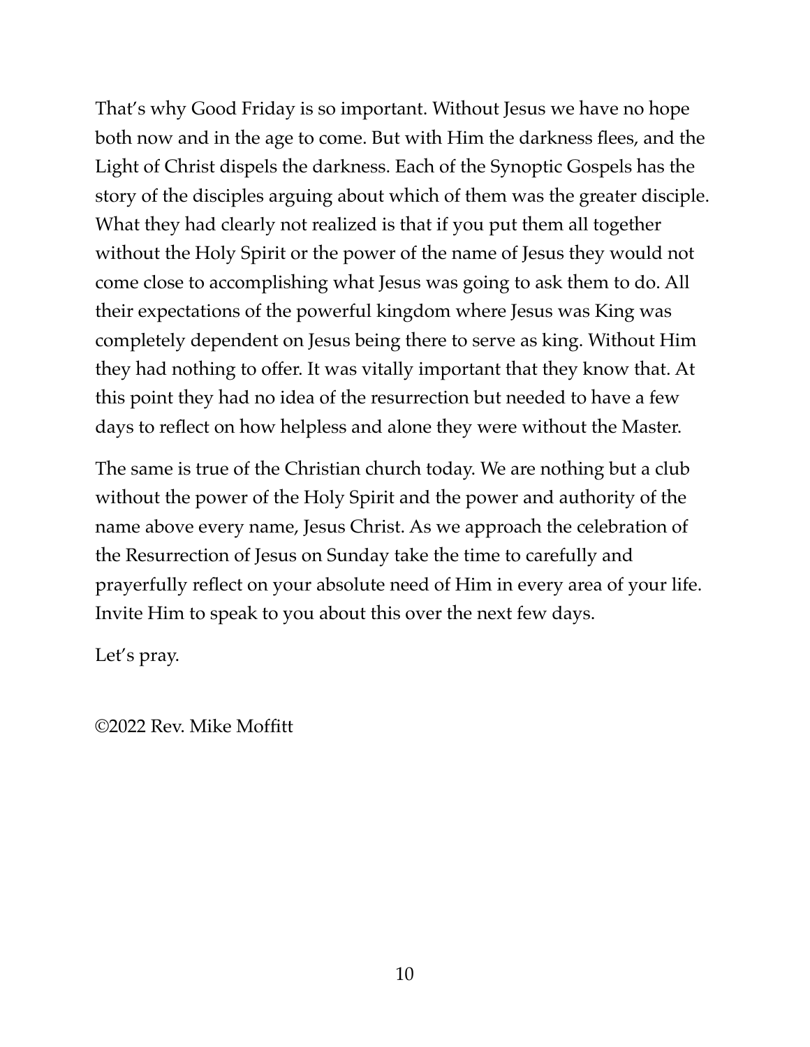That's why Good Friday is so important. Without Jesus we have no hope both now and in the age to come. But with Him the darkness flees, and the Light of Christ dispels the darkness. Each of the Synoptic Gospels has the story of the disciples arguing about which of them was the greater disciple. What they had clearly not realized is that if you put them all together without the Holy Spirit or the power of the name of Jesus they would not come close to accomplishing what Jesus was going to ask them to do. All their expectations of the powerful kingdom where Jesus was King was completely dependent on Jesus being there to serve as king. Without Him they had nothing to offer. It was vitally important that they know that. At this point they had no idea of the resurrection but needed to have a few days to reflect on how helpless and alone they were without the Master.

The same is true of the Christian church today. We are nothing but a club without the power of the Holy Spirit and the power and authority of the name above every name, Jesus Christ. As we approach the celebration of the Resurrection of Jesus on Sunday take the time to carefully and prayerfully reflect on your absolute need of Him in every area of your life. Invite Him to speak to you about this over the next few days.

Let's pray.

©2022 Rev. Mike Moffitt